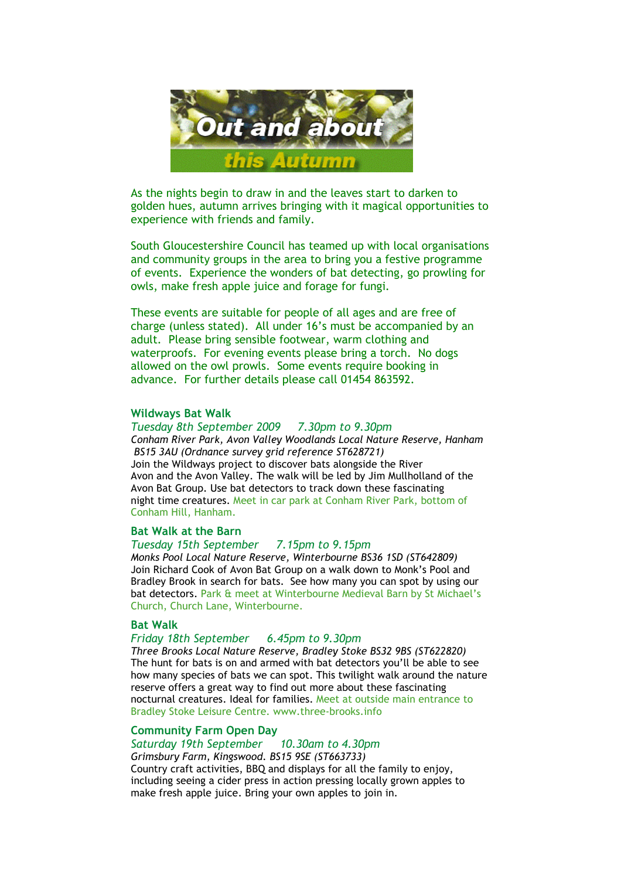# Out and about this Autumn

As the nights begin to draw in and the leaves start to darken to golden hues, autumn arrives bringing with it magical opportunities to experience with friends and family.

South Gloucestershire Council has teamed up with local organisations and community groups in the area to bring you a festive programme of events. Experience the wonders of bat detecting, go prowling for owls, make fresh apple juice and forage for fungi.

These events are suitable for people of all ages and are free of charge (unless stated). All under 16's must be accompanied by an adult. Please bring sensible footwear, warm clothing and waterproofs. For evening events please bring a torch. No dogs allowed on the owl prowls. Some events require booking in advance. For further details please call 01454 863592.

### Wildways Bat Walk

*Tuesday 8th September 2009 7.30pm to 9.30pm*

*Conham River Park, Avon Valley Woodlands Local Nature Reserve, Hanham BS15 3AU (Ordnance survey grid reference ST628721)*

Join the Wildways project to discover bats alongside the River Avon and the Avon Valley. The walk will be led by Jim Mullholland of the Avon Bat Group. Use bat detectors to track down these fascinating night time creatures. Meet in car park at Conham River Park, bottom of Conham Hill, Hanham.

### Bat Walk at the Barn

*Tuesday 15th September 7.15pm to 9.15pm*

*Monks Pool Local Nature Reserve, Winterbourne BS36 1SD (ST642809)*

Join Richard Cook of Avon Bat Group on a walk down to Monk's Pool and Bradley Brook in search for bats. See how many you can spot by using our bat detectors. Park & meet at Winterbourne Medieval Barn by St Michael's Church, Church Lane, Winterbourne.

### Bat Walk

*Friday 18th September 6.45pm to 9.30pm*

*Three Brooks Local Nature Reserve, Bradley Stoke BS32 9BS (ST622820)*

The hunt for bats is on and armed with bat detectors you'll be able to see how many species of bats we can spot. This twilight walk around the nature reserve offers a great way to find out more about these fascinating nocturnal creatures. Ideal for families. Meet at outside main entrance to Bradley Stoke Leisure Centre. www.three-brooks.info

### Community Farm Open Day

*Saturday 19th September 10.30am to 4.30pm*

*Grimsbury Farm, Kingswood. BS15 9SE (ST663733)*

Country craft activities, BBQ and displays for all the family to enjoy, including seeing a cider press in action pressing locally grown apples to make fresh apple juice. Bring your own apples to join in.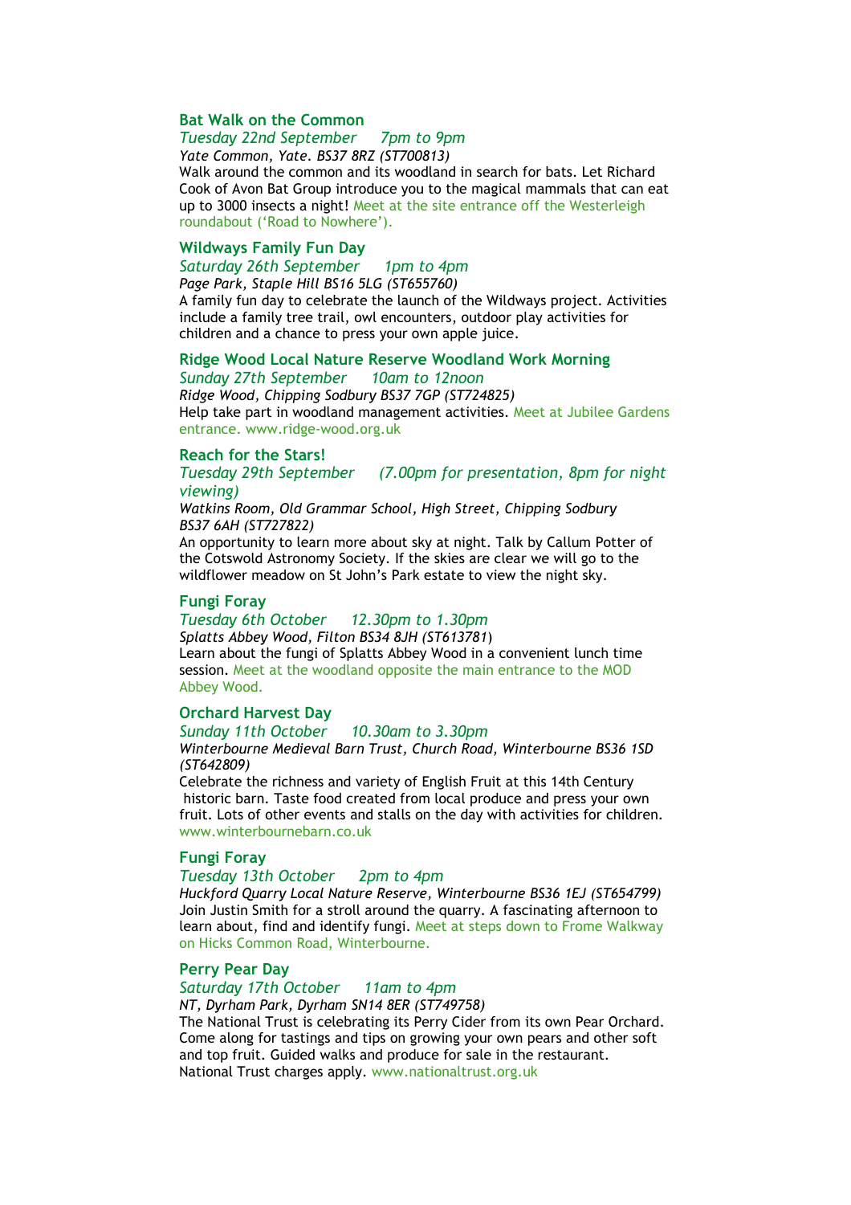### Bat Walk on the Common

*Tuesday 22nd September     7pm to 9pm*

*Yate Common, Yate. BS37 8RZ (ST700813)*

Walk around the common and its woodland in search for bats. Let Richard Cook of Avon Bat Group introduce you to the magical mammals that can eat up to 3000 insects a night! Meet at the site entrance off the Westerleigh roundabout ('Road to Nowhere').

### Wildways Family Fun Day

*Saturday 26th September     1pm to 4pm*

*Page Park, Staple Hill BS16 5LG (ST655760)*

A family fun day to celebrate the launch of the Wildways project. Activities include a family tree trail, owl encounters, outdoor play activities for children and a chance to press your own apple juice.

### Ridge Wood Local Nature Reserve Woodland Work Morning

*Sunday 27th September     10am to 12noon*

*Ridge Wood, Chipping Sodbury BS37 7GP (ST724825)*

Help take part in woodland management activities. Meet at Jubilee Gardens entrance. www.ridge-wood.org.uk

### Reach for the Stars!

*Tuesday 29th September     (7.00pm for presentation, 8pm for night viewing)*

*Watkins Room, Old Grammar School, High Street, Chipping Sodbury BS37 6AH (ST727822)*

An opportunity to learn more about sky at night. Talk by Callum Potter of the Cotswold Astronomy Society. If the skies are clear we will go to the wildflower meadow on St John's Park estate to view the night sky.

### Fungi Foray

*Tuesday 6th October     12.30pm to 1.30pm*

*Splatts Abbey Wood, Filton BS34 8JH (ST613781)*

Learn about the fungi of Splatts Abbey Wood in a convenient lunch time session. Meet at the woodland opposite the main entrance to the MOD Abbey Wood.

### Orchard Harvest Day

*Sunday 11th October     10.30am to 3.30pm*

*Winterbourne Medieval Barn Trust, Church Road, Winterbourne BS36 1SD (ST642809)*

Celebrate the richness and variety of English Fruit at this 14th Century historic barn. Taste food created from local produce and press your own fruit. Lots of other events and stalls on the day with activities for children. www.winterbournebarn.co.uk

### Fungi Foray

*Tuesday 13th October     2pm to 4pm*

*Huckford Quarry Local Nature Reserve, Winterbourne BS36 1EJ (ST654799)*

Join Justin Smith for a stroll around the quarry. A fascinating afternoon to learn about, find and identify fungi. Meet at steps down to Frome Walkway on Hicks Common Road, Winterbourne.

### Perry Pear Day

*Saturday 17th October     11am to 4pm*

*NT, Dyrham Park, Dyrham SN14 8ER (ST749758)*

The National Trust is celebrating its Perry Cider from its own Pear Orchard. Come along for tastings and tips on growing your own pears and other soft and top fruit. Guided walks and produce for sale in the restaurant. National Trust charges apply. www.nationaltrust.org.uk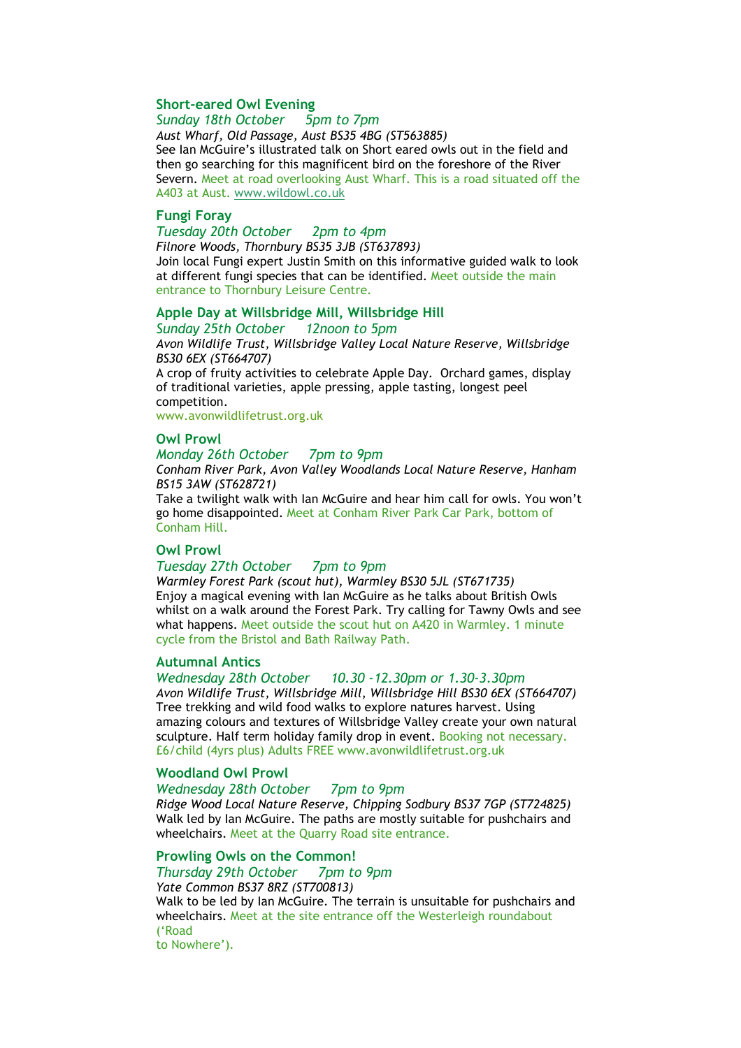### Short-eared Owl Evening

*Sunday 18th October     5pm to 7pm*

*Aust Wharf, Old Passage, Aust BS35 4BG (ST563885)*

See Ian McGuire's illustrated talk on Short eared owls out in the field and then go searching for this magnificent bird on the foreshore of the River Severn. Meet at road overlooking Aust Wharf. This is a road situated off the A403 at Aust. www.wildowl.co.uk

### Fungi Foray

*Tuesday 20th October     2pm to 4pm*

*Filnore Woods, Thornbury BS35 3JB (ST637893)*

Join local Fungi expert Justin Smith on this informative guided walk to look at different fungi species that can be identified. Meet outside the main entrance to Thornbury Leisure Centre.

### Apple Day at Willsbridge Mill, Willsbridge Hill

*Sunday 25th October     12noon to 5pm*

*Avon Wildlife Trust, Willsbridge Valley Local Nature Reserve, Willsbridge BS30 6EX (ST664707)*

A crop of fruity activities to celebrate Apple Day. Orchard games, display of traditional varieties, apple pressing, apple tasting, longest peel competition.

www.avonwildlifetrust.org.uk

### Owl Prowl

*Monday 26th October     7pm to 9pm*

*Conham River Park, Avon Valley Woodlands Local Nature Reserve, Hanham BS15 3AW (ST628721)*

Take a twilight walk with Ian McGuire and hear him call for owls. You won't go home disappointed. Meet at Conham River Park Car Park, bottom of Conham Hill.

### Owl Prowl

*Tuesday 27th October     7pm to 9pm*

*Warmley Forest Park (scout hut), Warmley BS30 5JL (ST671735)*

Enjoy a magical evening with Ian McGuire as he talks about British Owls whilst on a walk around the Forest Park. Try calling for Tawny Owls and see what happens. Meet outside the scout hut on A420 in Warmley. 1 minute cycle from the Bristol and Bath Railway Path.

### Autumnal Antics

*Wednesday 28th October     10.30 -12.30pm or 1.30-3.30pm*

*Avon Wildlife Trust, Willsbridge Mill, Willsbridge Hill BS30 6EX (ST664707)*

Tree trekking and wild food walks to explore natures harvest. Using amazing colours and textures of Willsbridge Valley create your own natural sculpture. Half term holiday family drop in event. Booking not necessary. £6/child (4yrs plus) Adults FREE www.avonwildlifetrust.org.uk

### Woodland Owl Prowl

*Wednesday 28th October     7pm to 9pm*

*Ridge Wood Local Nature Reserve, Chipping Sodbury BS37 7GP (ST724825)*

Walk led by Ian McGuire. The paths are mostly suitable for pushchairs and wheelchairs. Meet at the Quarry Road site entrance.

### Prowling Owls on the Common!

*Thursday 29th October     7pm to 9pm*

*Yate Common BS37 8RZ (ST700813)*

Walk to be led by Ian McGuire. The terrain is unsuitable for pushchairs and wheelchairs. Meet at the site entrance off the Westerleigh roundabout ('Road to Nowhere').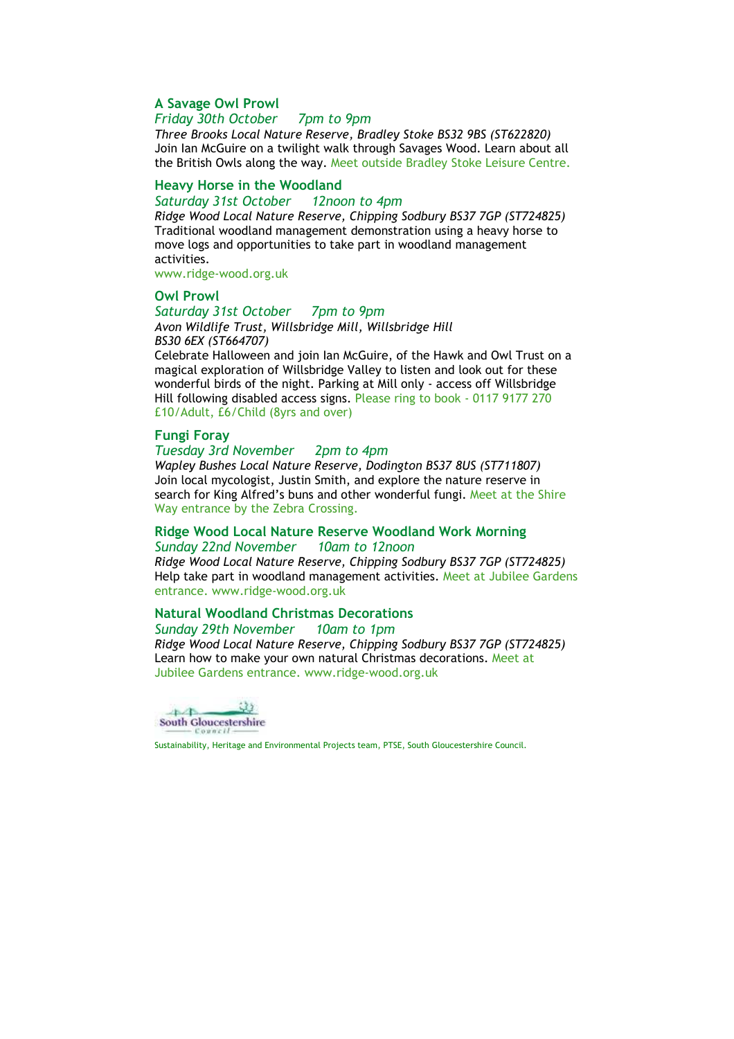### A Savage Owl Prowl

*Friday 30th October 7pm to 9pm*

*Three Brooks Local Nature Reserve, Bradley Stoke BS32 9BS (ST622820)*

Join Ian McGuire on a twilight walk through Savages Wood. Learn about all the British Owls along the way. Meet outside Bradley Stoke Leisure Centre.

### Heavy Horse in the Woodland

*Saturday 31st October 12noon to 4pm*

*Ridge Wood Local Nature Reserve, Chipping Sodbury BS37 7GP (ST724825)*

Traditional woodland management demonstration using a heavy horse to move logs and opportunities to take part in woodland management activities.

www.ridge-wood.org.uk

### Owl Prowl

*Saturday 31st October 7pm to 9pm*

*Avon Wildlife Trust, Willsbridge Mill, Willsbridge Hill BS30 6EX (ST664707)*

Celebrate Halloween and join Ian McGuire, of the Hawk and Owl Trust on a magical exploration of Willsbridge Valley to listen and look out for these wonderful birds of the night. Parking at Mill only - access off Willsbridge Hill following disabled access signs. Please ring to book - 0117 9177 270 £10/Adult, £6/Child (8yrs and over)

### Fungi Foray

*Tuesday 3rd November 2pm to 4pm*

*Wapley Bushes Local Nature Reserve, Dodington BS37 8US (ST711807)*

Join local mycologist, Justin Smith, and explore the nature reserve in search for King Alfred's buns and other wonderful fungi. Meet at the Shire Way entrance by the Zebra Crossing.

### Ridge Wood Local Nature Reserve Woodland Work Morning

*Sunday 22nd November 10am to 12noon*

*Ridge Wood Local Nature Reserve, Chipping Sodbury BS37 7GP (ST724825)*

Help take part in woodland management activities. Meet at Jubilee Gardens entrance. www.ridge-wood.org.uk

### Natural Woodland Christmas Decorations

*Sunday 29th November 10am to 1pm*

*Ridge Wood Local Nature Reserve, Chipping Sodbury BS37 7GP (ST724825)*

Learn how to make your own natural Christmas decorations. Meet at Jubilee Gardens entrance. www.ridge-wood.org.uk

South Gloucestershire Council

Sustainability, Heritage and Environmental Projects team, PTSE, South Gloucestershire Council.